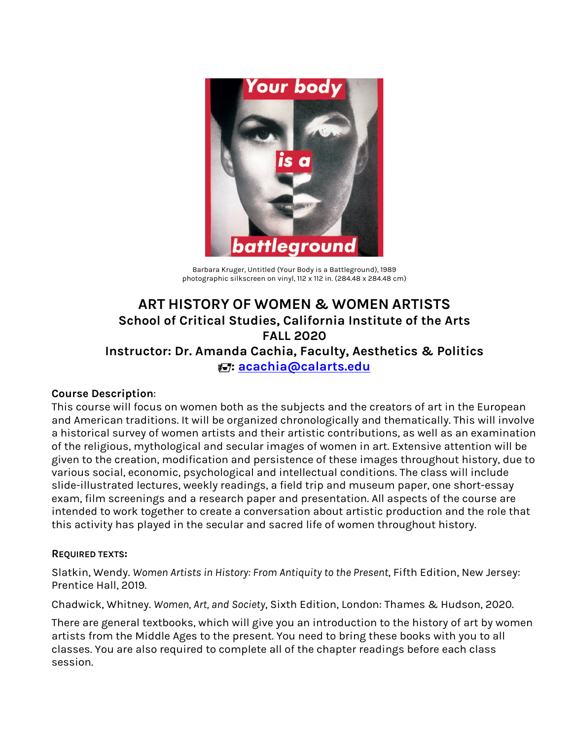Barbara Kruger, Untitled (Your Body is a Battleground), 1989
photographic silkscreen on vinyl, 112 x 112 in. (284.48 x 284.48 cm)

# ART HISTORY OF WOMEN & WOMEN ARTISTS

## School of Critical Studies, California Institute of the Arts

## FALL 2020

## Instructor: Dr. Amanda Cachia, Faculty, Aesthetics & Politics

**: acachia@calarts.edu**

**Course Description**:
This course will focus on women both as the subjects and the creators of art in the European and American traditions. It will be organized chronologically and thematically. This will involve a historical survey of women artists and their artistic contributions, as well as an examination of the religious, mythological and secular images of women in art. Extensive attention will be given to the creation, modification and persistence of these images throughout history, due to various social, economic, psychological and intellectual conditions. The class will include slide-illustrated lectures, weekly readings, a field trip and museum paper, one short-essay exam, film screenings and a research paper and presentation. All aspects of the course are intended to work together to create a conversation about artistic production and the role that this activity has played in the secular and sacred life of women throughout history.

**REQUIRED TEXTS:**

Slatkin, Wendy. *Women Artists in History: From Antiquity to the Present*, Fifth Edition, New Jersey: Prentice Hall, 2019.

Chadwick, Whitney. *Women, Art, and Society*, Sixth Edition, London: Thames & Hudson, 2020.

There are general textbooks, which will give you an introduction to the history of art by women artists from the Middle Ages to the present. You need to bring these books with you to all classes. You are also required to complete all of the chapter readings before each class session.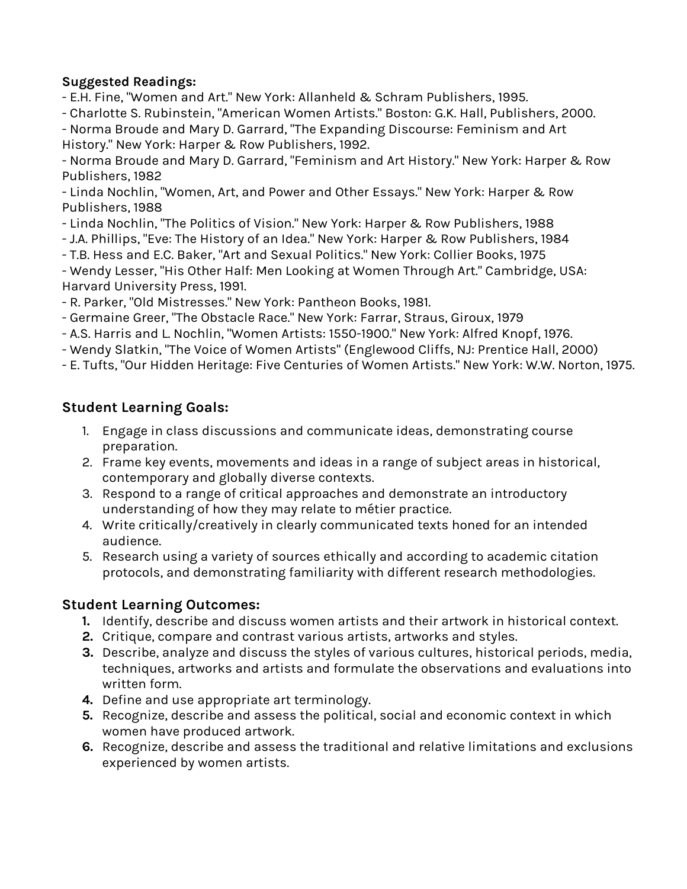**Suggested Readings:**

- E.H. Fine, "Women and Art." New York: Allanheld & Schram Publishers, 1995.
- Charlotte S. Rubinstein, "American Women Artists." Boston: G.K. Hall, Publishers, 2000.
- Norma Broude and Mary D. Garrard, "The Expanding Discourse: Feminism and Art History." New York: Harper & Row Publishers, 1992.
- Norma Broude and Mary D. Garrard, "Feminism and Art History." New York: Harper & Row Publishers, 1982
- Linda Nochlin, "Women, Art, and Power and Other Essays." New York: Harper & Row Publishers, 1988
- Linda Nochlin, "The Politics of Vision." New York: Harper & Row Publishers, 1988
- J.A. Phillips, "Eve: The History of an Idea." New York: Harper & Row Publishers, 1984
- T.B. Hess and E.C. Baker, "Art and Sexual Politics." New York: Collier Books, 1975
- Wendy Lesser, "His Other Half: Men Looking at Women Through Art." Cambridge, USA: Harvard University Press, 1991.
- R. Parker, "Old Mistresses." New York: Pantheon Books, 1981.
- Germaine Greer, "The Obstacle Race." New York: Farrar, Straus, Giroux, 1979
- A.S. Harris and L. Nochlin, "Women Artists: 1550-1900." New York: Alfred Knopf, 1976.
- Wendy Slatkin, "The Voice of Women Artists" (Englewood Cliffs, NJ: Prentice Hall, 2000)
- E. Tufts, "Our Hidden Heritage: Five Centuries of Women Artists." New York: W.W. Norton, 1975.

## Student Learning Goals:

1. Engage in class discussions and communicate ideas, demonstrating course preparation.
2. Frame key events, movements and ideas in a range of subject areas in historical, contemporary and globally diverse contexts.
3. Respond to a range of critical approaches and demonstrate an introductory understanding of how they may relate to métier practice.
4. Write critically/creatively in clearly communicated texts honed for an intended audience.
5. Research using a variety of sources ethically and according to academic citation protocols, and demonstrating familiarity with different research methodologies.

## Student Learning Outcomes:

1. Identify, describe and discuss women artists and their artwork in historical context.
2. Critique, compare and contrast various artists, artworks and styles.
3. Describe, analyze and discuss the styles of various cultures, historical periods, media, techniques, artworks and artists and formulate the observations and evaluations into written form.
4. Define and use appropriate art terminology.
5. Recognize, describe and assess the political, social and economic context in which women have produced artwork.
6. Recognize, describe and assess the traditional and relative limitations and exclusions experienced by women artists.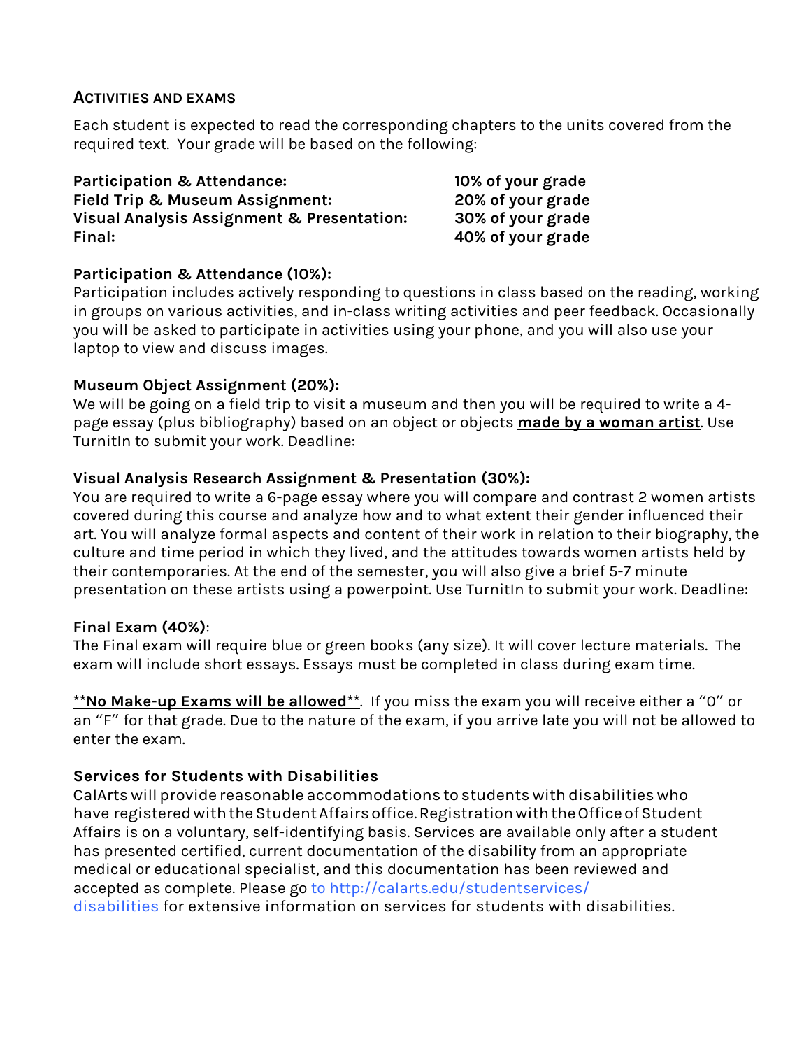## ACTIVITIES AND EXAMS

Each student is expected to read the corresponding chapters to the units covered from the required text. Your grade will be based on the following:

| | |
|---|---|
| **Participation & Attendance:** | **10% of your grade** |
| **Field Trip & Museum Assignment:** | **20% of your grade** |
| **Visual Analysis Assignment & Presentation:** | **30% of your grade** |
| **Final:** | **40% of your grade** |

**Participation & Attendance (10%):**
Participation includes actively responding to questions in class based on the reading, working in groups on various activities, and in-class writing activities and peer feedback. Occasionally you will be asked to participate in activities using your phone, and you will also use your laptop to view and discuss images.

**Museum Object Assignment (20%):**
We will be going on a field trip to visit a museum and then you will be required to write a 4-page essay (plus bibliography) based on an object or objects **made by a woman artist**. Use TurnitIn to submit your work. Deadline:

**Visual Analysis Research Assignment & Presentation (30%):**
You are required to write a 6-page essay where you will compare and contrast 2 women artists covered during this course and analyze how and to what extent their gender influenced their art. You will analyze formal aspects and content of their work in relation to their biography, the culture and time period in which they lived, and the attitudes towards women artists held by their contemporaries. At the end of the semester, you will also give a brief 5-7 minute presentation on these artists using a powerpoint. Use TurnitIn to submit your work. Deadline:

**Final Exam (40%)**:
The Final exam will require blue or green books (any size). It will cover lecture materials. The exam will include short essays. Essays must be completed in class during exam time.

**<u>\*\*No Make-up Exams will be allowed\*\*</u>**. If you miss the exam you will receive either a "0" or an "F" for that grade. Due to the nature of the exam, if you arrive late you will not be allowed to enter the exam.

**Services for Students with Disabilities**
CalArts will provide reasonable accommodations to students with disabilities who have registered with the Student Affairs office. Registration with the Office of Student Affairs is on a voluntary, self-identifying basis. Services are available only after a student has presented certified, current documentation of the disability from an appropriate medical or educational specialist, and this documentation has been reviewed and accepted as complete. Please go to http://calarts.edu/studentservices/disabilities for extensive information on services for students with disabilities.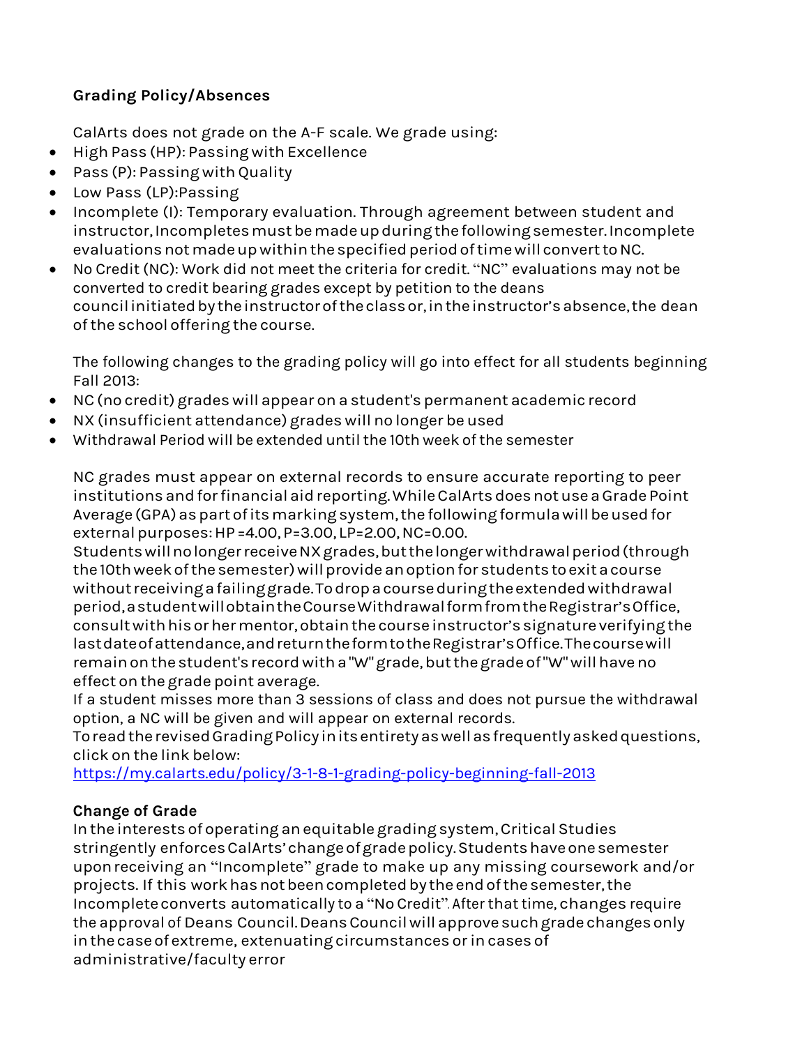**Grading Policy/Absences**

CalArts does not grade on the A-F scale. We grade using:

- High Pass (HP): Passing with Excellence
- Pass (P): Passing with Quality
- Low Pass (LP):Passing
- Incomplete (I): Temporary evaluation. Through agreement between student and instructor, Incompletes must be made up during the following semester. Incomplete evaluations not made up within the specified period of time will convert to NC.
- No Credit (NC): Work did not meet the criteria for credit. "NC" evaluations may not be converted to credit bearing grades except by petition to the deans council initiated by the instructor of the class or, in the instructor's absence, the dean of the school offering the course.

The following changes to the grading policy will go into effect for all students beginning Fall 2013:

- NC (no credit) grades will appear on a student's permanent academic record
- NX (insufficient attendance) grades will no longer be used
- Withdrawal Period will be extended until the 10th week of the semester

NC grades must appear on external records to ensure accurate reporting to peer institutions and for financial aid reporting. While CalArts does not use a Grade Point Average (GPA) as part of its marking system, the following formula will be used for external purposes: HP =4.00, P=3.00, LP=2.00, NC=0.00.
Students will no longer receive NX grades, but the longer withdrawal period (through the 10th week of the semester) will provide an option for students to exit a course without receiving a failing grade. To drop a course during the extended withdrawal period, a student will obtain the Course Withdrawal form from the Registrar's Office, consult with his or her mentor, obtain the course instructor's signature verifying the last date of attendance, and return the form to the Registrar's Office. The course will remain on the student's record with a "W" grade, but the grade of "W" will have no effect on the grade point average.
If a student misses more than 3 sessions of class and does not pursue the withdrawal option, a NC will be given and will appear on external records.
To read the revised Grading Policy in its entirety as well as frequently asked questions, click on the link below:
https://my.calarts.edu/policy/3-1-8-1-grading-policy-beginning-fall-2013

**Change of Grade**

In the interests of operating an equitable grading system, Critical Studies stringently enforces CalArts' change of grade policy. Students have one semester upon receiving an "Incomplete" grade to make up any missing coursework and/or projects. If this work has not been completed by the end of the semester, the Incomplete converts automatically to a "No Credit". After that time, changes require the approval of Deans Council. Deans Council will approve such grade changes only in the case of extreme, extenuating circumstances or in cases of administrative/faculty error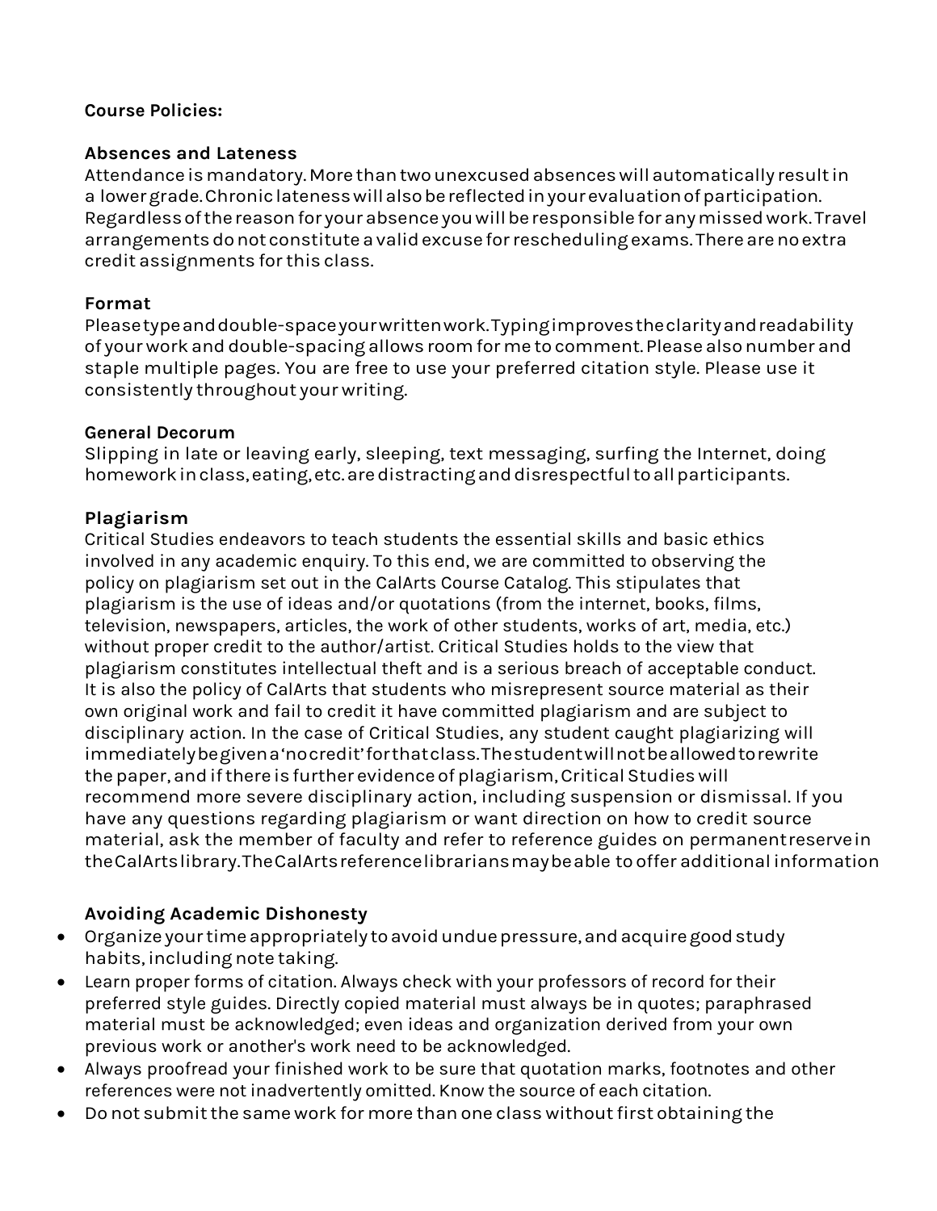**Course Policies:**

**Absences and Lateness**

Attendance is mandatory. More than two unexcused absences will automatically result in a lower grade. Chronic lateness will also be reflected in your evaluation of participation. Regardless of the reason for your absence you will be responsible for any missed work. Travel arrangements do not constitute a valid excuse for rescheduling exams. There are no extra credit assignments for this class.

**Format**

Please type and double-space your written work. Typing improves the clarity and readability of your work and double-spacing allows room for me to comment. Please also number and staple multiple pages. You are free to use your preferred citation style. Please use it consistently throughout your writing.

**General Decorum**

Slipping in late or leaving early, sleeping, text messaging, surfing the Internet, doing homework in class, eating, etc. are distracting and disrespectful to all participants.

**Plagiarism**

Critical Studies endeavors to teach students the essential skills and basic ethics involved in any academic enquiry. To this end, we are committed to observing the policy on plagiarism set out in the CalArts Course Catalog. This stipulates that plagiarism is the use of ideas and/or quotations (from the internet, books, films, television, newspapers, articles, the work of other students, works of art, media, etc.) without proper credit to the author/artist. Critical Studies holds to the view that plagiarism constitutes intellectual theft and is a serious breach of acceptable conduct. It is also the policy of CalArts that students who misrepresent source material as their own original work and fail to credit it have committed plagiarism and are subject to disciplinary action. In the case of Critical Studies, any student caught plagiarizing will immediately be given a 'no credit' for that class. The student will not be allowed to rewrite the paper, and if there is further evidence of plagiarism, Critical Studies will recommend more severe disciplinary action, including suspension or dismissal. If you have any questions regarding plagiarism or want direction on how to credit source material, ask the member of faculty and refer to reference guides on permanent reserve in the CalArts library. The CalArts reference librarians may be able to offer additional information

**Avoiding Academic Dishonesty**

- Organize your time appropriately to avoid undue pressure, and acquire good study habits, including note taking.
- Learn proper forms of citation. Always check with your professors of record for their preferred style guides. Directly copied material must always be in quotes; paraphrased material must be acknowledged; even ideas and organization derived from your own previous work or another's work need to be acknowledged.
- Always proofread your finished work to be sure that quotation marks, footnotes and other references were not inadvertently omitted. Know the source of each citation.
- Do not submit the same work for more than one class without first obtaining the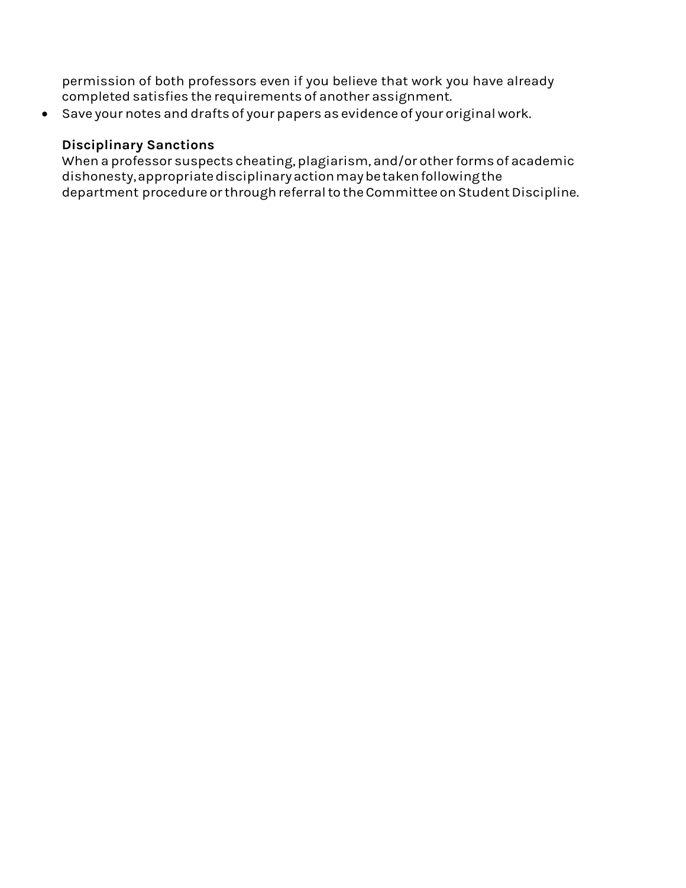permission of both professors even if you believe that work you have already completed satisfies the requirements of another assignment.
- Save your notes and drafts of your papers as evidence of your original work.

**Disciplinary Sanctions**

When a professor suspects cheating, plagiarism, and/or other forms of academic dishonesty, appropriate disciplinary action may be taken following the department procedure or through referral to the Committee on Student Discipline.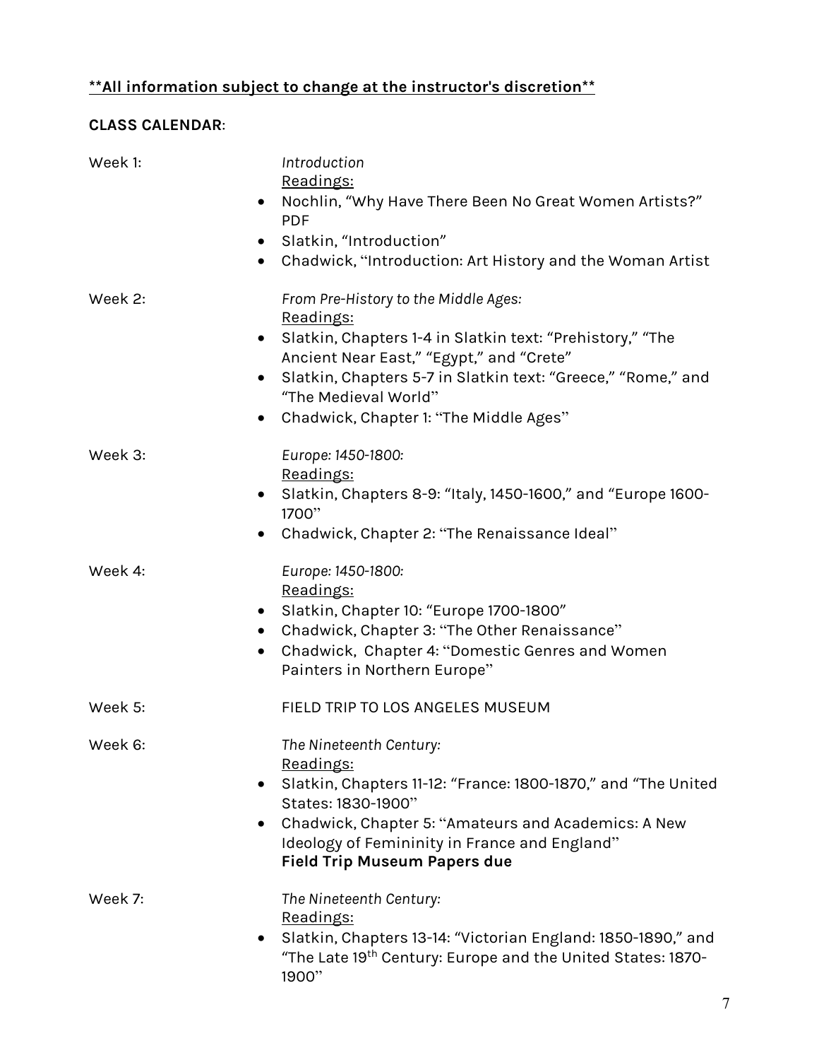**<u>**All information subject to change at the instructor's discretion**</u>**

**CLASS CALENDAR**:

Week 1:

*Introduction*

<u>Readings:</u>

- Nochlin, "Why Have There Been No Great Women Artists?" PDF
- Slatkin, "Introduction"
- Chadwick, "Introduction: Art History and the Woman Artist

Week 2:

*From Pre-History to the Middle Ages:*

<u>Readings:</u>

- Slatkin, Chapters 1-4 in Slatkin text: "Prehistory," "The Ancient Near East," "Egypt," and "Crete"
- Slatkin, Chapters 5-7 in Slatkin text: "Greece," "Rome," and "The Medieval World"
- Chadwick, Chapter 1: "The Middle Ages"

Week 3:

*Europe: 1450-1800:*

<u>Readings:</u>

- Slatkin, Chapters 8-9: "Italy, 1450-1600," and "Europe 1600-1700"
- Chadwick, Chapter 2: "The Renaissance Ideal"

Week 4:

*Europe: 1450-1800:*

<u>Readings:</u>

- Slatkin, Chapter 10: "Europe 1700-1800"
- Chadwick, Chapter 3: "The Other Renaissance"
- Chadwick, Chapter 4: "Domestic Genres and Women Painters in Northern Europe"

Week 5:

FIELD TRIP TO LOS ANGELES MUSEUM

Week 6:

*The Nineteenth Century:*

<u>Readings:</u>

- Slatkin, Chapters 11-12: "France: 1800-1870," and "The United States: 1830-1900"
- Chadwick, Chapter 5: "Amateurs and Academics: A New Ideology of Femininity in France and England"

**Field Trip Museum Papers due**

Week 7:

*The Nineteenth Century:*

<u>Readings:</u>

- Slatkin, Chapters 13-14: "Victorian England: 1850-1890," and "The Late 19th Century: Europe and the United States: 1870-1900"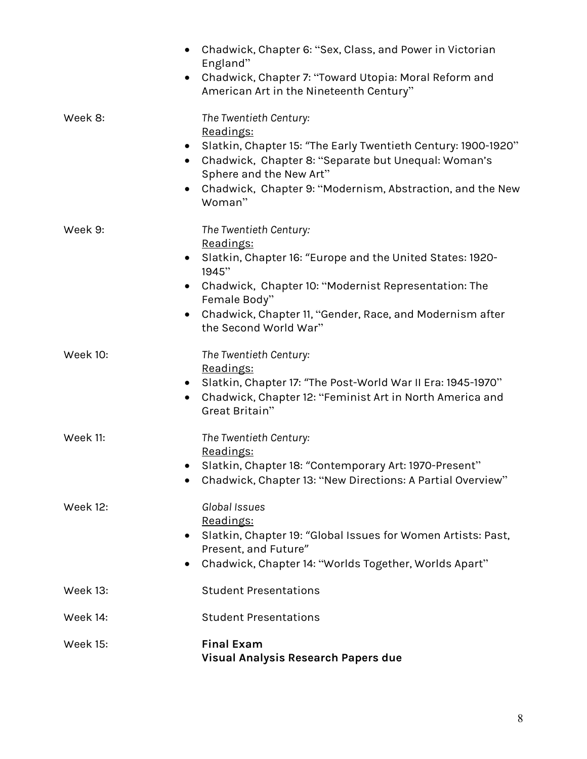- Chadwick, Chapter 6: "Sex, Class, and Power in Victorian England"
- Chadwick, Chapter 7: "Toward Utopia: Moral Reform and American Art in the Nineteenth Century"

Week 8: *The Twentieth Century:*

Readings:

- Slatkin, Chapter 15: "The Early Twentieth Century: 1900-1920"
- Chadwick, Chapter 8: "Separate but Unequal: Woman's Sphere and the New Art"
- Chadwick, Chapter 9: "Modernism, Abstraction, and the New Woman"

Week 9: *The Twentieth Century:*

Readings:

- Slatkin, Chapter 16: "Europe and the United States: 1920-1945"
- Chadwick, Chapter 10: "Modernist Representation: The Female Body"
- Chadwick, Chapter 11, "Gender, Race, and Modernism after the Second World War"

Week 10: *The Twentieth Century:*

Readings:

- Slatkin, Chapter 17: "The Post-World War II Era: 1945-1970"
- Chadwick, Chapter 12: "Feminist Art in North America and Great Britain"

Week 11: *The Twentieth Century:*

Readings:

- Slatkin, Chapter 18: "Contemporary Art: 1970-Present"
- Chadwick, Chapter 13: "New Directions: A Partial Overview"

Week 12: *Global Issues*

Readings:

- Slatkin, Chapter 19: "Global Issues for Women Artists: Past, Present, and Future"
- Chadwick, Chapter 14: "Worlds Together, Worlds Apart"

Week 13: Student Presentations

Week 14: Student Presentations

Week 15: **Final Exam**
**Visual Analysis Research Papers due**